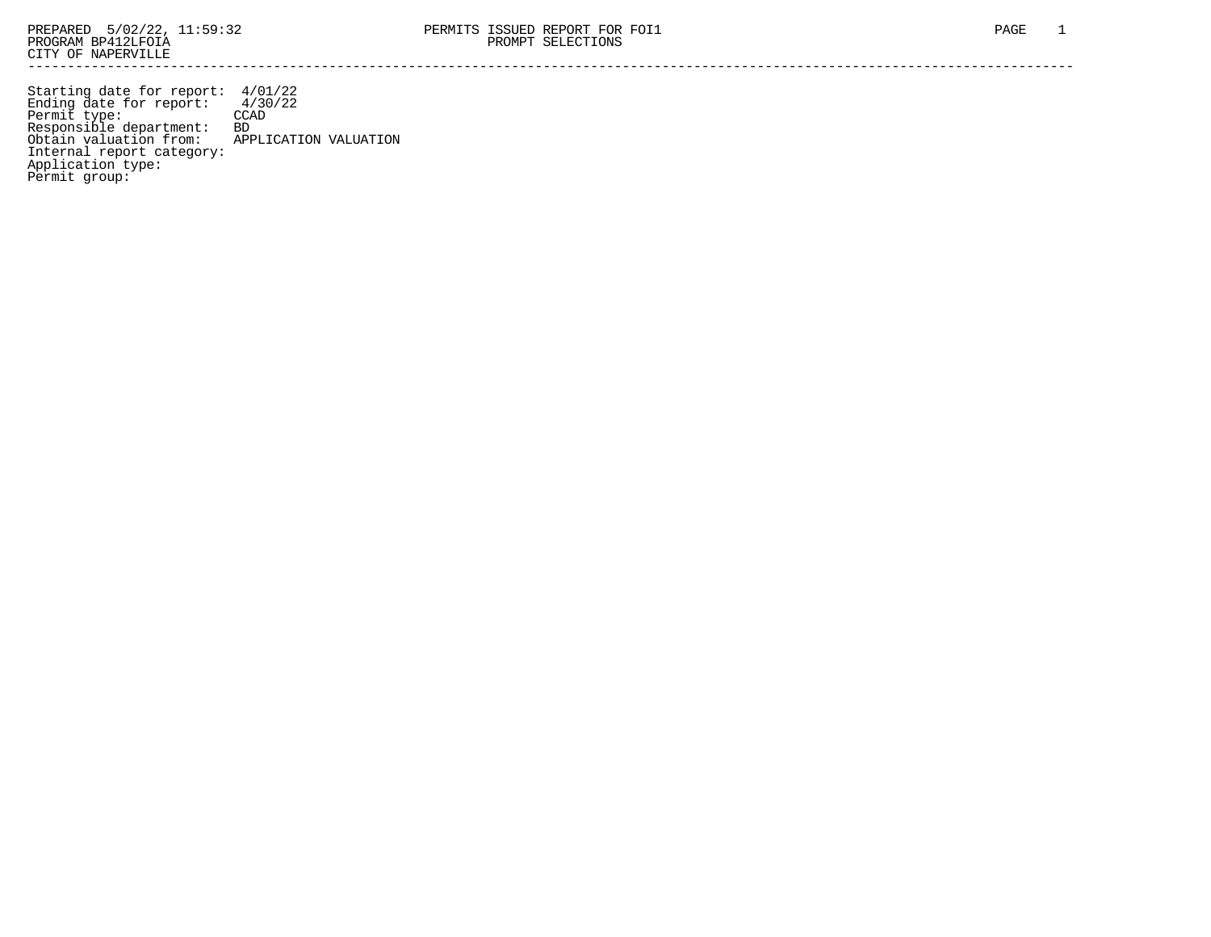PREPARED 5/02/22, 11:59:32 PERMITS ISSUED REPORT FOR FOI1
PROGRAM BP412LFOIA PROMPT SELECTIONS
CITY OF NAPERVILLE

---

```
Starting date for report:  4/01/22
Ending date for report:    4/30/22
Permit type:              CCAD
Responsible department:   BD
Obtain valuation from:    APPLICATION VALUATION
Internal report category:
Application type:
Permit group:
```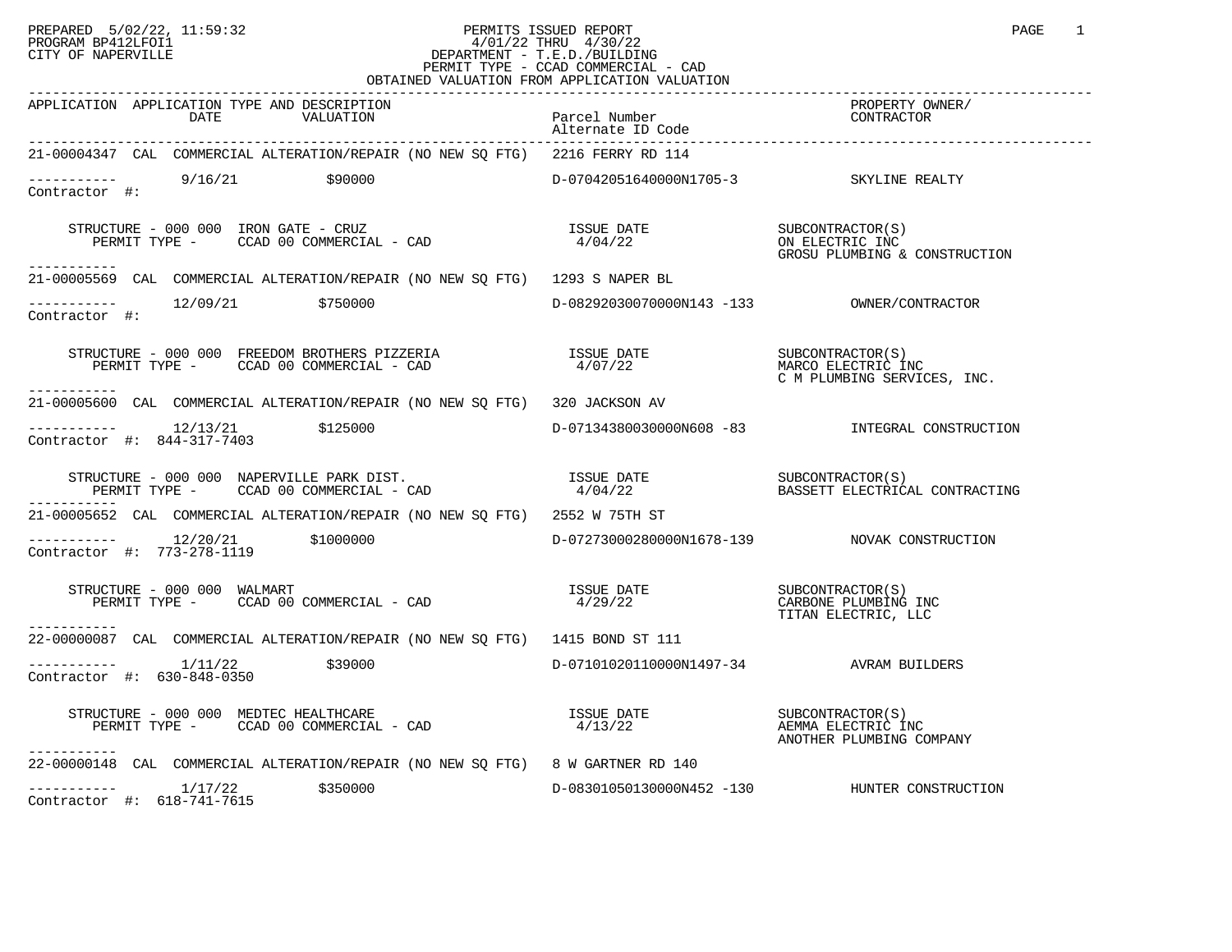PREPARED 5/02/22, 11:59:32
PROGRAM BP412LFOI1
CITY OF NAPERVILLE

PERMITS ISSUED REPORT
4/01/22 THRU 4/30/22
DEPARTMENT - T.E.D./BUILDING
PERMIT TYPE - CCAD COMMERCIAL - CAD
OBTAINED VALUATION FROM APPLICATION VALUATION

| APPLICATION | APPLICATION TYPE AND DESCRIPTION DATE | VALUATION | Parcel Number / Alternate ID Code | PROPERTY OWNER/ CONTRACTOR |
|---|---|---|---|---|

```
21-00004347  CAL  COMMERCIAL ALTERATION/REPAIR (NO NEW SQ FTG)  2216 FERRY RD 114

-----------       9/16/21          $90000                    D-07042051640000N1705-3          SKYLINE REALTY
Contractor #:

     STRUCTURE - 000 000  IRON GATE - CRUZ                         ISSUE DATE            SUBCONTRACTOR(S)
        PERMIT TYPE -     CCAD 00 COMMERCIAL - CAD                  4/04/22              ON ELECTRIC INC
                                                                                         GROSU PLUMBING & CONSTRUCTION
-----------
21-00005569  CAL  COMMERCIAL ALTERATION/REPAIR (NO NEW SQ FTG)  1293 S NAPER BL

-----------      12/09/21         $750000                    D-08292030070000N143 -133        OWNER/CONTRACTOR
Contractor #:

     STRUCTURE - 000 000  FREEDOM BROTHERS PIZZERIA                ISSUE DATE            SUBCONTRACTOR(S)
        PERMIT TYPE -     CCAD 00 COMMERCIAL - CAD                  4/07/22              MARCO ELECTRIC INC
                                                                                         C M PLUMBING SERVICES, INC.
-----------
21-00005600  CAL  COMMERCIAL ALTERATION/REPAIR (NO NEW SQ FTG)  320 JACKSON AV

-----------      12/13/21         $125000                    D-07134380030000N608 -83         INTEGRAL CONSTRUCTION
Contractor #:  844-317-7403

     STRUCTURE - 000 000  NAPERVILLE PARK DIST.                    ISSUE DATE            SUBCONTRACTOR(S)
        PERMIT TYPE -     CCAD 00 COMMERCIAL - CAD                  4/04/22              BASSETT ELECTRICAL CONTRACTING
-----------
21-00005652  CAL  COMMERCIAL ALTERATION/REPAIR (NO NEW SQ FTG)  2552 W 75TH ST

-----------      12/20/21        $1000000                    D-07273000280000N1678-139        NOVAK CONSTRUCTION
Contractor #:  773-278-1119

     STRUCTURE - 000 000  WALMART                                  ISSUE DATE            SUBCONTRACTOR(S)
        PERMIT TYPE -     CCAD 00 COMMERCIAL - CAD                  4/29/22              CARBONE PLUMBING INC
                                                                                         TITAN ELECTRIC, LLC
-----------
22-00000087  CAL  COMMERCIAL ALTERATION/REPAIR (NO NEW SQ FTG)  1415 BOND ST 111

-----------       1/11/22          $39000                    D-07101020110000N1497-34         AVRAM BUILDERS
Contractor #:  630-848-0350

     STRUCTURE - 000 000  MEDTEC HEALTHCARE                        ISSUE DATE            SUBCONTRACTOR(S)
        PERMIT TYPE -     CCAD 00 COMMERCIAL - CAD                  4/13/22              AEMMA ELECTRIC INC
                                                                                         ANOTHER PLUMBING COMPANY
-----------
22-00000148  CAL  COMMERCIAL ALTERATION/REPAIR (NO NEW SQ FTG)  8 W GARTNER RD 140

-----------       1/17/22         $350000                    D-08301050130000N452 -130        HUNTER CONSTRUCTION
Contractor #:  618-741-7615
```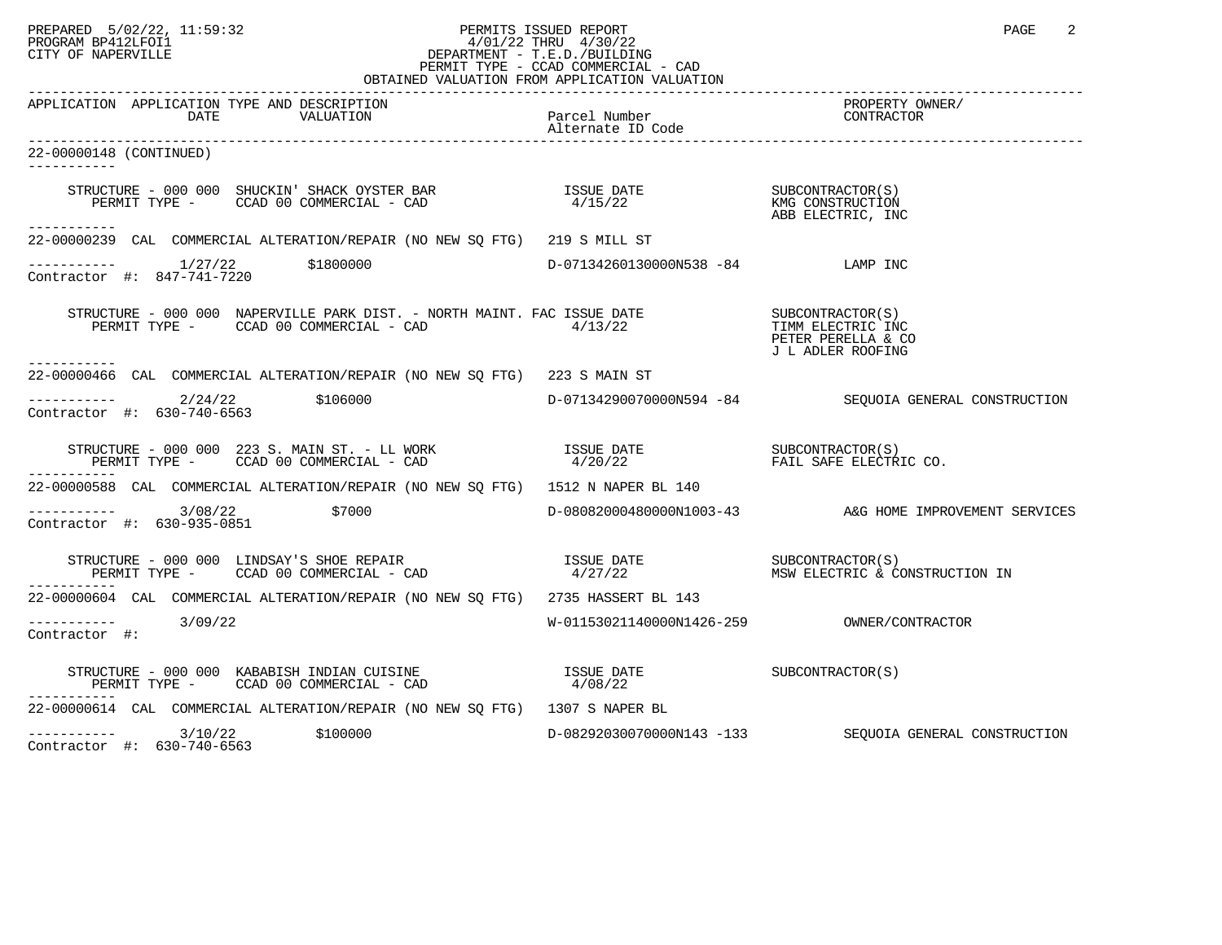PREPARED 5/02/22, 11:59:32
PROGRAM BP412LFOI1
CITY OF NAPERVILLE

PERMITS ISSUED REPORT
4/01/22 THRU 4/30/22
DEPARTMENT - T.E.D./BUILDING
PERMIT TYPE - CCAD COMMERCIAL - CAD
OBTAINED VALUATION FROM APPLICATION VALUATION

| APPLICATION | APPLICATION TYPE AND DESCRIPTION DATE / VALUATION | Parcel Number / Alternate ID Code | PROPERTY OWNER/ CONTRACTOR |
|---|---|---|---|

**22-00000148 (CONTINUED)**

STRUCTURE - 000 000 SHUCKIN' SHACK OYSTER BAR — ISSUE DATE 4/15/22
PERMIT TYPE - CCAD 00 COMMERCIAL - CAD
SUBCONTRACTOR(S): KMG CONSTRUCTION; ABB ELECTRIC, INC

---

**22-00000239** CAL COMMERCIAL ALTERATION/REPAIR (NO NEW SQ FTG) 219 S MILL ST
1/27/22 $1800000 D-07134260130000N538 -84 LAMP INC
Contractor #: 847-741-7220

STRUCTURE - 000 000 NAPERVILLE PARK DIST. - NORTH MAINT. FAC — ISSUE DATE 4/13/22
PERMIT TYPE - CCAD 00 COMMERCIAL - CAD
SUBCONTRACTOR(S): TIMM ELECTRIC INC; PETER PERELLA & CO; J L ADLER ROOFING

---

**22-00000466** CAL COMMERCIAL ALTERATION/REPAIR (NO NEW SQ FTG) 223 S MAIN ST
2/24/22 $106000 D-07134290070000N594 -84 SEQUOIA GENERAL CONSTRUCTION
Contractor #: 630-740-6563

STRUCTURE - 000 000 223 S. MAIN ST. - LL WORK — ISSUE DATE 4/20/22
PERMIT TYPE - CCAD 00 COMMERCIAL - CAD
SUBCONTRACTOR(S): FAIL SAFE ELECTRIC CO.

---

**22-00000588** CAL COMMERCIAL ALTERATION/REPAIR (NO NEW SQ FTG) 1512 N NAPER BL 140
3/08/22 $7000 D-08082000480000N1003-43 A&G HOME IMPROVEMENT SERVICES
Contractor #: 630-935-0851

STRUCTURE - 000 000 LINDSAY'S SHOE REPAIR — ISSUE DATE 4/27/22
PERMIT TYPE - CCAD 00 COMMERCIAL - CAD
SUBCONTRACTOR(S): MSW ELECTRIC & CONSTRUCTION IN

---

**22-00000604** CAL COMMERCIAL ALTERATION/REPAIR (NO NEW SQ FTG) 2735 HASSERT BL 143
3/09/22 W-01153021140000N1426-259 OWNER/CONTRACTOR
Contractor #:

STRUCTURE - 000 000 KABABISH INDIAN CUISINE — ISSUE DATE 4/08/22
PERMIT TYPE - CCAD 00 COMMERCIAL - CAD
SUBCONTRACTOR(S)

---

**22-00000614** CAL COMMERCIAL ALTERATION/REPAIR (NO NEW SQ FTG) 1307 S NAPER BL
3/10/22 $100000 D-08292030070000N143 -133 SEQUOIA GENERAL CONSTRUCTION
Contractor #: 630-740-6563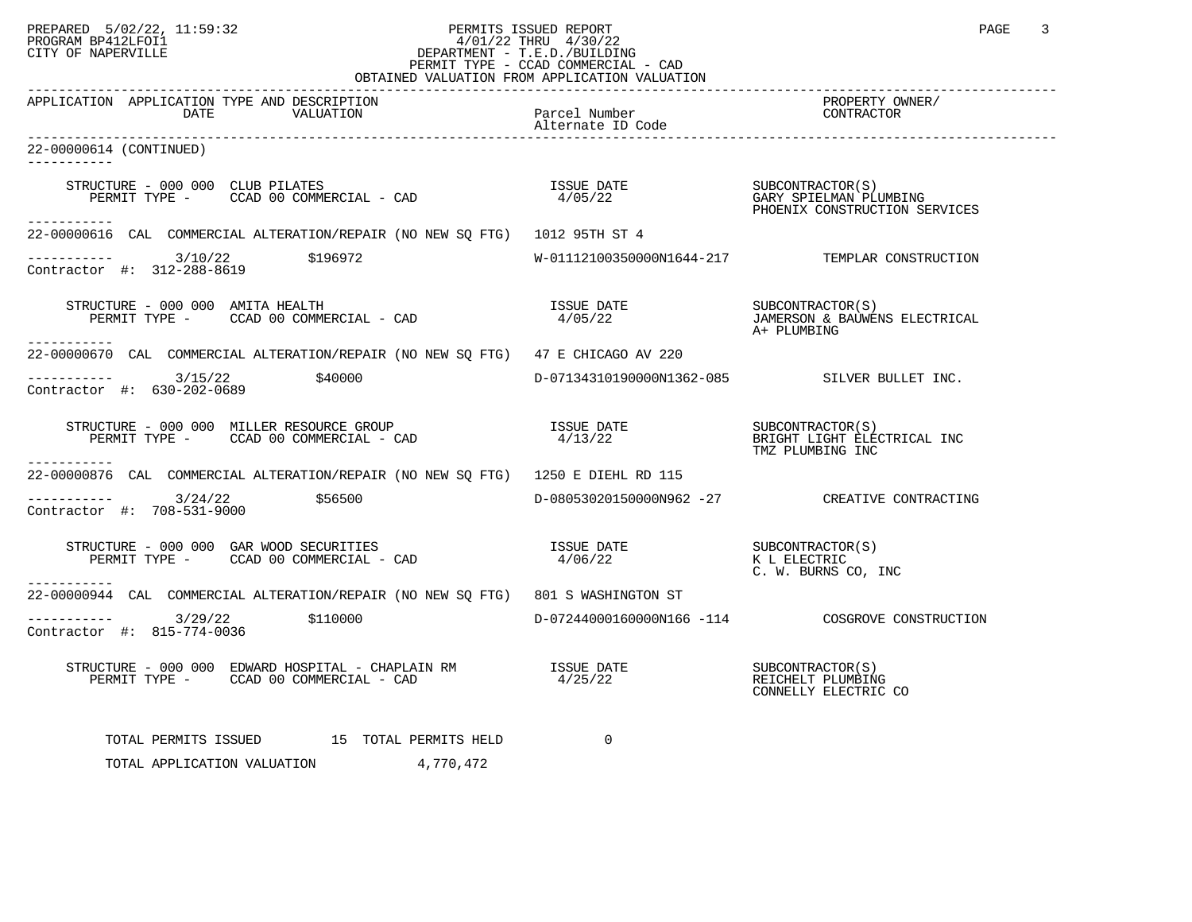PREPARED 5/02/22, 11:59:32
PROGRAM BP412LFOI1
CITY OF NAPERVILLE

PERMITS ISSUED REPORT
4/01/22 THRU 4/30/22
DEPARTMENT - T.E.D./BUILDING
PERMIT TYPE - CCAD COMMERCIAL - CAD
OBTAINED VALUATION FROM APPLICATION VALUATION

| APPLICATION | APPLICATION TYPE AND DESCRIPTION DATE | VALUATION | Parcel Number / Alternate ID Code | PROPERTY OWNER/ CONTRACTOR |
|---|---|---|---|---|

22-00000614 (CONTINUED)

STRUCTURE - 000 000 CLUB PILATES — ISSUE DATE 4/05/22
PERMIT TYPE - CCAD 00 COMMERCIAL - CAD
SUBCONTRACTOR(S): GARY SPIELMAN PLUMBING; PHOENIX CONSTRUCTION SERVICES

---

22-00000616 CAL COMMERCIAL ALTERATION/REPAIR (NO NEW SQ FTG) 1012 95TH ST 4

3/10/22 $196972 W-01112100350000N1644-217 TEMPLAR CONSTRUCTION
Contractor #: 312-288-8619

STRUCTURE - 000 000 AMITA HEALTH — ISSUE DATE 4/05/22
PERMIT TYPE - CCAD 00 COMMERCIAL - CAD
SUBCONTRACTOR(S): JAMERSON & BAUWENS ELECTRICAL; A+ PLUMBING

---

22-00000670 CAL COMMERCIAL ALTERATION/REPAIR (NO NEW SQ FTG) 47 E CHICAGO AV 220

3/15/22 $40000 D-07134310190000N1362-085 SILVER BULLET INC.
Contractor #: 630-202-0689

STRUCTURE - 000 000 MILLER RESOURCE GROUP — ISSUE DATE 4/13/22
PERMIT TYPE - CCAD 00 COMMERCIAL - CAD
SUBCONTRACTOR(S): BRIGHT LIGHT ELECTRICAL INC; TMZ PLUMBING INC

---

22-00000876 CAL COMMERCIAL ALTERATION/REPAIR (NO NEW SQ FTG) 1250 E DIEHL RD 115

3/24/22 $56500 D-08053020150000N962 -27 CREATIVE CONTRACTING
Contractor #: 708-531-9000

STRUCTURE - 000 000 GAR WOOD SECURITIES — ISSUE DATE 4/06/22
PERMIT TYPE - CCAD 00 COMMERCIAL - CAD
SUBCONTRACTOR(S): K L ELECTRIC; C. W. BURNS CO, INC

---

22-00000944 CAL COMMERCIAL ALTERATION/REPAIR (NO NEW SQ FTG) 801 S WASHINGTON ST

3/29/22 $110000 D-07244000160000N166 -114 COSGROVE CONSTRUCTION
Contractor #: 815-774-0036

STRUCTURE - 000 000 EDWARD HOSPITAL - CHAPLAIN RM — ISSUE DATE 4/25/22
PERMIT TYPE - CCAD 00 COMMERCIAL - CAD
SUBCONTRACTOR(S): REICHELT PLUMBING; CONNELLY ELECTRIC CO

TOTAL PERMITS ISSUED 15 TOTAL PERMITS HELD 0

TOTAL APPLICATION VALUATION 4,770,472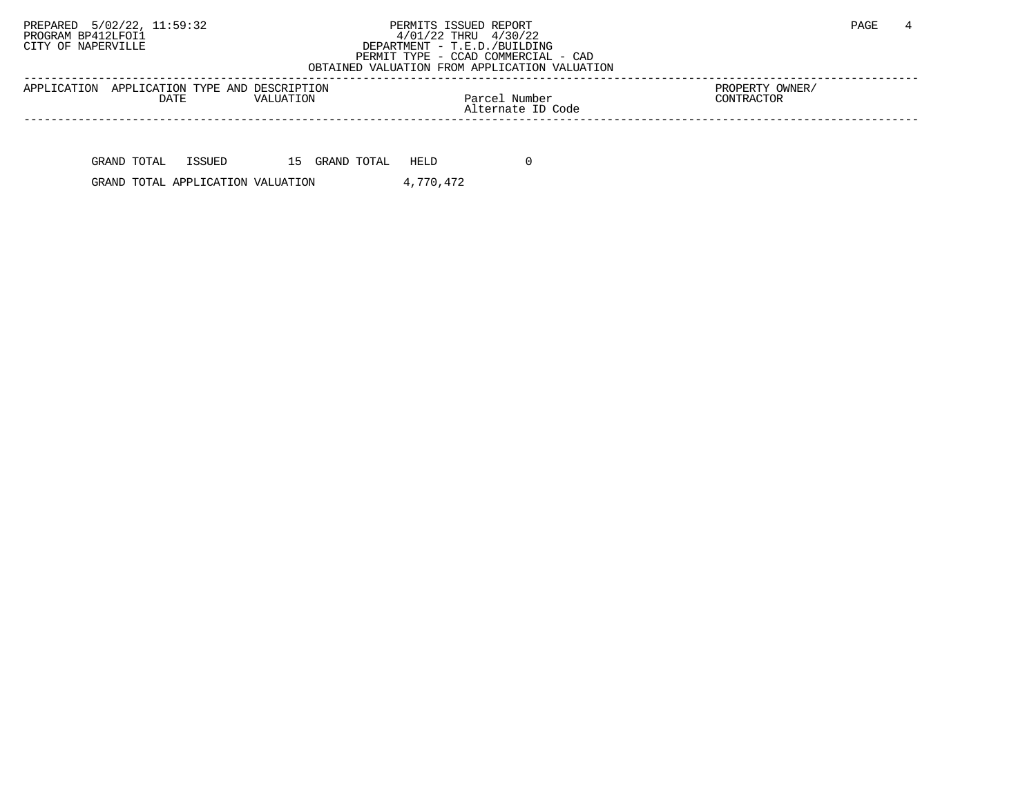PREPARED 5/02/22, 11:59:32
PROGRAM BP412LFOI1
CITY OF NAPERVILLE

PERMITS ISSUED REPORT
4/01/22 THRU 4/30/22
DEPARTMENT - T.E.D./BUILDING
PERMIT TYPE - CCAD COMMERCIAL - CAD
OBTAINED VALUATION FROM APPLICATION VALUATION

| APPLICATION | APPLICATION TYPE AND DESCRIPTION DATE | VALUATION | Parcel Number Alternate ID Code | PROPERTY OWNER/ CONTRACTOR |
|---|---|---|---|---|

GRAND TOTAL ISSUED 15 GRAND TOTAL HELD 0

GRAND TOTAL APPLICATION VALUATION 4,770,472